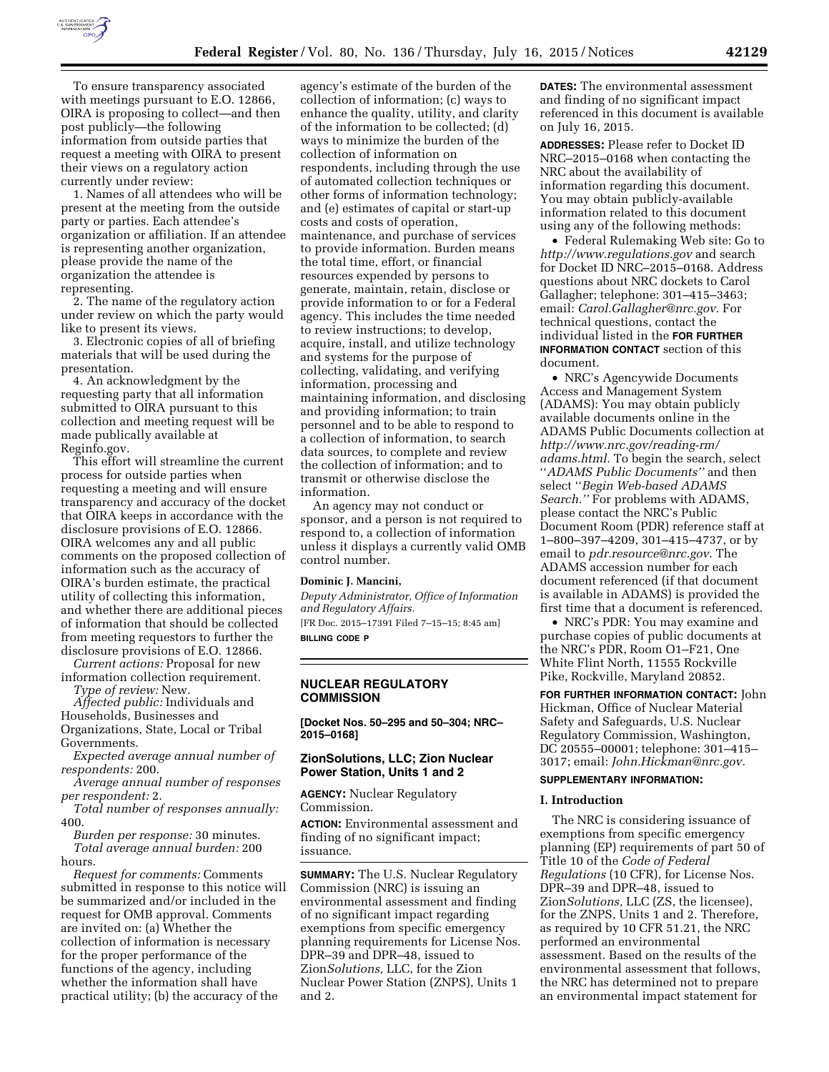To ensure transparency associated with meetings pursuant to E.O. 12866, OIRA is proposing to collect—and then post publicly—the following information from outside parties that request a meeting with OIRA to present their views on a regulatory action currently under review:

1. Names of all attendees who will be present at the meeting from the outside party or parties. Each attendee's organization or affiliation. If an attendee is representing another organization, please provide the name of the organization the attendee is representing.
2. The name of the regulatory action under review on which the party would like to present its views.
3. Electronic copies of all of briefing materials that will be used during the presentation.
4. An acknowledgment by the requesting party that all information submitted to OIRA pursuant to this collection and meeting request will be made publically available at Reginfo.gov.

This effort will streamline the current process for outside parties when requesting a meeting and will ensure transparency and accuracy of the docket that OIRA keeps in accordance with the disclosure provisions of E.O. 12866. OIRA welcomes any and all public comments on the proposed collection of information such as the accuracy of OIRA's burden estimate, the practical utility of collecting this information, and whether there are additional pieces of information that should be collected from meeting requestors to further the disclosure provisions of E.O. 12866.

*Current actions:* Proposal for new information collection requirement.

*Type of review:* New.

*Affected public:* Individuals and Households, Businesses and Organizations, State, Local or Tribal Governments.

*Expected average annual number of respondents:* 200.

*Average annual number of responses per respondent:* 2.

*Total number of responses annually:* 400.

*Burden per response:* 30 minutes.

*Total average annual burden:* 200 hours.

*Request for comments:* Comments submitted in response to this notice will be summarized and/or included in the request for OMB approval. Comments are invited on: (a) Whether the collection of information is necessary for the proper performance of the functions of the agency, including whether the information shall have practical utility; (b) the accuracy of the agency's estimate of the burden of the collection of information; (c) ways to enhance the quality, utility, and clarity of the information to be collected; (d) ways to minimize the burden of the collection of information on respondents, including through the use of automated collection techniques or other forms of information technology; and (e) estimates of capital or start-up costs and costs of operation, maintenance, and purchase of services to provide information. Burden means the total time, effort, or financial resources expended by persons to generate, maintain, retain, disclose or provide information to or for a Federal agency. This includes the time needed to review instructions; to develop, acquire, install, and utilize technology and systems for the purpose of collecting, validating, and verifying information, processing and maintaining information, and disclosing and providing information; to train personnel and to be able to respond to a collection of information, to search data sources, to complete and review the collection of information; and to transmit or otherwise disclose the information.

An agency may not conduct or sponsor, and a person is not required to respond to, a collection of information unless it displays a currently valid OMB control number.

**Dominic J. Mancini,**

*Deputy Administrator, Office of Information and Regulatory Affairs.*

[FR Doc. 2015–17391 Filed 7–15–15; 8:45 am]

**BILLING CODE P**

## NUCLEAR REGULATORY COMMISSION

**[Docket Nos. 50–295 and 50–304; NRC–2015–0168]**

## ZionSolutions, LLC; Zion Nuclear Power Station, Units 1 and 2

**AGENCY:** Nuclear Regulatory Commission.

**ACTION:** Environmental assessment and finding of no significant impact; issuance.

**SUMMARY:** The U.S. Nuclear Regulatory Commission (NRC) is issuing an environmental assessment and finding of no significant impact regarding exemptions from specific emergency planning requirements for License Nos. DPR–39 and DPR–48, issued to Zion*Solutions,* LLC, for the Zion Nuclear Power Station (ZNPS), Units 1 and 2.

**DATES:** The environmental assessment and finding of no significant impact referenced in this document is available on July 16, 2015.

**ADDRESSES:** Please refer to Docket ID NRC–2015–0168 when contacting the NRC about the availability of information regarding this document. You may obtain publicly-available information related to this document using any of the following methods:

- Federal Rulemaking Web site: Go to *http://www.regulations.gov* and search for Docket ID NRC–2015–0168. Address questions about NRC dockets to Carol Gallagher; telephone: 301–415–3463; email: *Carol.Gallagher@nrc.gov.* For technical questions, contact the individual listed in the **FOR FURTHER INFORMATION CONTACT** section of this document.
- NRC's Agencywide Documents Access and Management System (ADAMS): You may obtain publicly available documents online in the ADAMS Public Documents collection at *http://www.nrc.gov/reading-rm/adams.html.* To begin the search, select ''*ADAMS Public Documents''* and then select ''*Begin Web-based ADAMS Search.''* For problems with ADAMS, please contact the NRC's Public Document Room (PDR) reference staff at 1–800–397–4209, 301–415–4737, or by email to *pdr.resource@nrc.gov.* The ADAMS accession number for each document referenced (if that document is available in ADAMS) is provided the first time that a document is referenced.
- NRC's PDR: You may examine and purchase copies of public documents at the NRC's PDR, Room O1–F21, One White Flint North, 11555 Rockville Pike, Rockville, Maryland 20852.

**FOR FURTHER INFORMATION CONTACT:** John Hickman, Office of Nuclear Material Safety and Safeguards, U.S. Nuclear Regulatory Commission, Washington, DC 20555–00001; telephone: 301–415–3017; email: *John.Hickman@nrc.gov.*

**SUPPLEMENTARY INFORMATION:**

### I. Introduction

The NRC is considering issuance of exemptions from specific emergency planning (EP) requirements of part 50 of Title 10 of the *Code of Federal Regulations* (10 CFR), for License Nos. DPR–39 and DPR–48, issued to Zion*Solutions,* LLC (ZS, the licensee), for the ZNPS, Units 1 and 2. Therefore, as required by 10 CFR 51.21, the NRC performed an environmental assessment. Based on the results of the environmental assessment that follows, the NRC has determined not to prepare an environmental impact statement for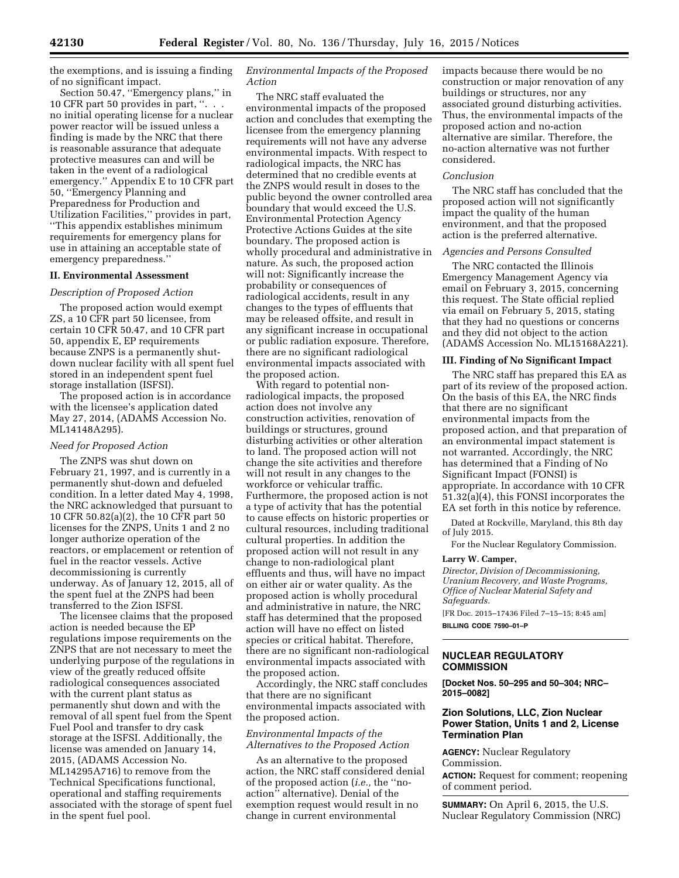the exemptions, and is issuing a finding of no significant impact.

Section 50.47, ''Emergency plans,'' in 10 CFR part 50 provides in part, ''. . . no initial operating license for a nuclear power reactor will be issued unless a finding is made by the NRC that there is reasonable assurance that adequate protective measures can and will be taken in the event of a radiological emergency.'' Appendix E to 10 CFR part 50, ''Emergency Planning and Preparedness for Production and Utilization Facilities,'' provides in part, ''This appendix establishes minimum requirements for emergency plans for use in attaining an acceptable state of emergency preparedness.''

## II. Environmental Assessment

### *Description of Proposed Action*

The proposed action would exempt ZS, a 10 CFR part 50 licensee, from certain 10 CFR 50.47, and 10 CFR part 50, appendix E, EP requirements because ZNPS is a permanently shut-down nuclear facility with all spent fuel stored in an independent spent fuel storage installation (ISFSI).

The proposed action is in accordance with the licensee's application dated May 27, 2014, (ADAMS Accession No. ML14148A295).

### *Need for Proposed Action*

The ZNPS was shut down on February 21, 1997, and is currently in a permanently shut-down and defueled condition. In a letter dated May 4, 1998, the NRC acknowledged that pursuant to 10 CFR 50.82(a)(2), the 10 CFR part 50 licenses for the ZNPS, Units 1 and 2 no longer authorize operation of the reactors, or emplacement or retention of fuel in the reactor vessels. Active decommissioning is currently underway. As of January 12, 2015, all of the spent fuel at the ZNPS had been transferred to the Zion ISFSI.

The licensee claims that the proposed action is needed because the EP regulations impose requirements on the ZNPS that are not necessary to meet the underlying purpose of the regulations in view of the greatly reduced offsite radiological consequences associated with the current plant status as permanently shut down and with the removal of all spent fuel from the Spent Fuel Pool and transfer to dry cask storage at the ISFSI. Additionally, the license was amended on January 14, 2015, (ADAMS Accession No. ML14295A716) to remove from the Technical Specifications functional, operational and staffing requirements associated with the storage of spent fuel in the spent fuel pool.

### *Environmental Impacts of the Proposed Action*

The NRC staff evaluated the environmental impacts of the proposed action and concludes that exempting the licensee from the emergency planning requirements will not have any adverse environmental impacts. With respect to radiological impacts, the NRC has determined that no credible events at the ZNPS would result in doses to the public beyond the owner controlled area boundary that would exceed the U.S. Environmental Protection Agency Protective Actions Guides at the site boundary. The proposed action is wholly procedural and administrative in nature. As such, the proposed action will not: Significantly increase the probability or consequences of radiological accidents, result in any changes to the types of effluents that may be released offsite, and result in any significant increase in occupational or public radiation exposure. Therefore, there are no significant radiological environmental impacts associated with the proposed action.

With regard to potential non-radiological impacts, the proposed action does not involve any construction activities, renovation of buildings or structures, ground disturbing activities or other alteration to land. The proposed action will not change the site activities and therefore will not result in any changes to the workforce or vehicular traffic. Furthermore, the proposed action is not a type of activity that has the potential to cause effects on historic properties or cultural resources, including traditional cultural properties. In addition the proposed action will not result in any change to non-radiological plant effluents and thus, will have no impact on either air or water quality. As the proposed action is wholly procedural and administrative in nature, the NRC staff has determined that the proposed action will have no effect on listed species or critical habitat. Therefore, there are no significant non-radiological environmental impacts associated with the proposed action.

Accordingly, the NRC staff concludes that there are no significant environmental impacts associated with the proposed action.

### *Environmental Impacts of the Alternatives to the Proposed Action*

As an alternative to the proposed action, the NRC staff considered denial of the proposed action (*i.e.,* the ''no-action'' alternative). Denial of the exemption request would result in no change in current environmental impacts because there would be no construction or major renovation of any buildings or structures, nor any associated ground disturbing activities. Thus, the environmental impacts of the proposed action and no-action alternative are similar. Therefore, the no-action alternative was not further considered.

### *Conclusion*

The NRC staff has concluded that the proposed action will not significantly impact the quality of the human environment, and that the proposed action is the preferred alternative.

### *Agencies and Persons Consulted*

The NRC contacted the Illinois Emergency Management Agency via email on February 3, 2015, concerning this request. The State official replied via email on February 5, 2015, stating that they had no questions or concerns and they did not object to the action (ADAMS Accession No. ML15168A221).

## III. Finding of No Significant Impact

The NRC staff has prepared this EA as part of its review of the proposed action. On the basis of this EA, the NRC finds that there are no significant environmental impacts from the proposed action, and that preparation of an environmental impact statement is not warranted. Accordingly, the NRC has determined that a Finding of No Significant Impact (FONSI) is appropriate. In accordance with 10 CFR 51.32(a)(4), this FONSI incorporates the EA set forth in this notice by reference.

Dated at Rockville, Maryland, this 8th day of July 2015.

For the Nuclear Regulatory Commission.

**Larry W. Camper,**

*Director, Division of Decommissioning, Uranium Recovery, and Waste Programs, Office of Nuclear Material Safety and Safeguards.*

[FR Doc. 2015–17436 Filed 7–15–15; 8:45 am]

**BILLING CODE 7590–01–P**

---

## NUCLEAR REGULATORY COMMISSION

**[Docket Nos. 50–295 and 50–304; NRC–2015–0082]**

## Zion Solutions, LLC, Zion Nuclear Power Station, Units 1 and 2, License Termination Plan

**AGENCY:** Nuclear Regulatory Commission.

**ACTION:** Request for comment; reopening of comment period.

**SUMMARY:** On April 6, 2015, the U.S. Nuclear Regulatory Commission (NRC)